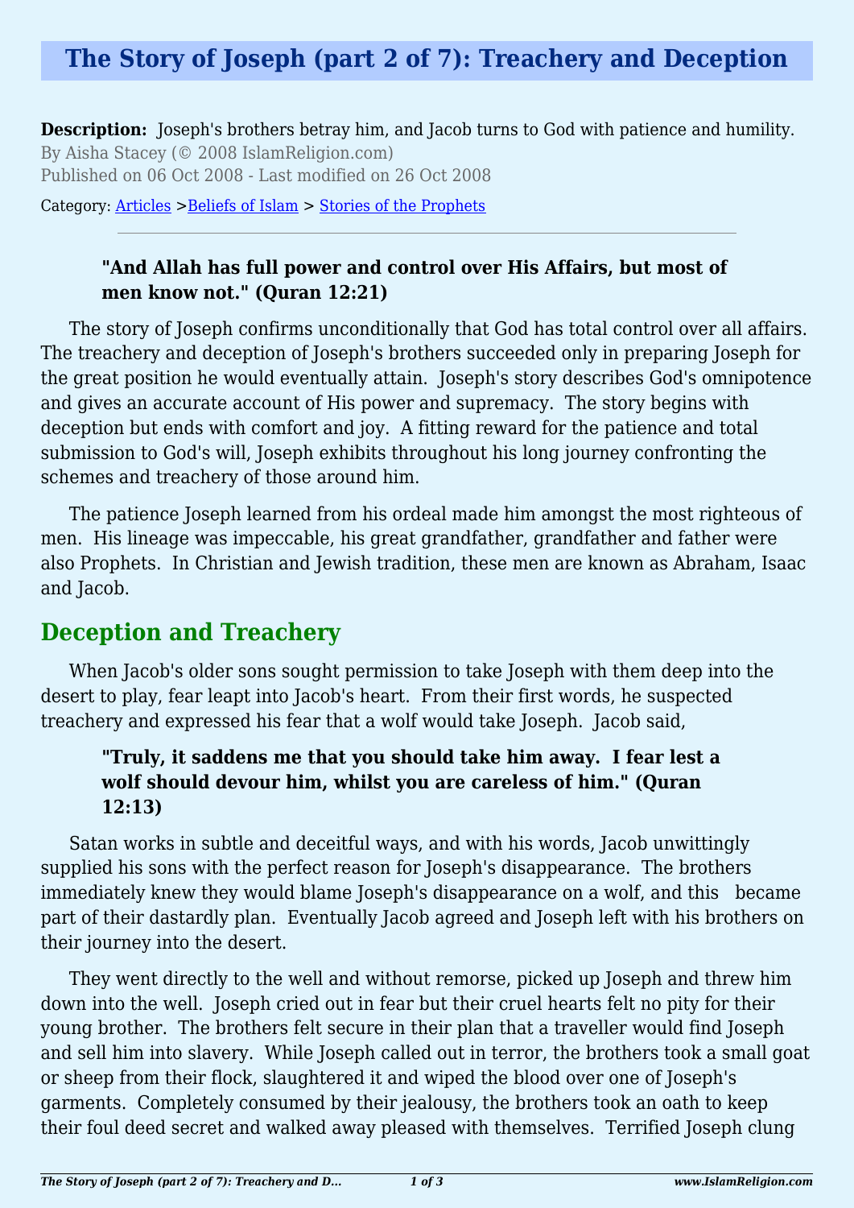# The Story of Joseph (part 2 of 7): Treachery and Deception

**Description:** Joseph's brothers betray him, and Jacob turns to God with patience and humility.
By Aisha Stacey (© 2008 IslamReligion.com)
Published on 06 Oct 2008 - Last modified on 26 Oct 2008

Category: Articles >Beliefs of Islam > Stories of the Prophets

> **"And Allah has full power and control over His Affairs, but most of men know not." (Quran 12:21)**

The story of Joseph confirms unconditionally that God has total control over all affairs. The treachery and deception of Joseph's brothers succeeded only in preparing Joseph for the great position he would eventually attain. Joseph's story describes God's omnipotence and gives an accurate account of His power and supremacy. The story begins with deception but ends with comfort and joy. A fitting reward for the patience and total submission to God's will, Joseph exhibits throughout his long journey confronting the schemes and treachery of those around him.

The patience Joseph learned from his ordeal made him amongst the most righteous of men. His lineage was impeccable, his great grandfather, grandfather and father were also Prophets. In Christian and Jewish tradition, these men are known as Abraham, Isaac and Jacob.

## Deception and Treachery

When Jacob's older sons sought permission to take Joseph with them deep into the desert to play, fear leapt into Jacob's heart. From their first words, he suspected treachery and expressed his fear that a wolf would take Joseph. Jacob said,

> **"Truly, it saddens me that you should take him away. I fear lest a wolf should devour him, whilst you are careless of him." (Quran 12:13)**

Satan works in subtle and deceitful ways, and with his words, Jacob unwittingly supplied his sons with the perfect reason for Joseph's disappearance. The brothers immediately knew they would blame Joseph's disappearance on a wolf, and this became part of their dastardly plan. Eventually Jacob agreed and Joseph left with his brothers on their journey into the desert.

They went directly to the well and without remorse, picked up Joseph and threw him down into the well. Joseph cried out in fear but their cruel hearts felt no pity for their young brother. The brothers felt secure in their plan that a traveller would find Joseph and sell him into slavery. While Joseph called out in terror, the brothers took a small goat or sheep from their flock, slaughtered it and wiped the blood over one of Joseph's garments. Completely consumed by their jealousy, the brothers took an oath to keep their foul deed secret and walked away pleased with themselves. Terrified Joseph clung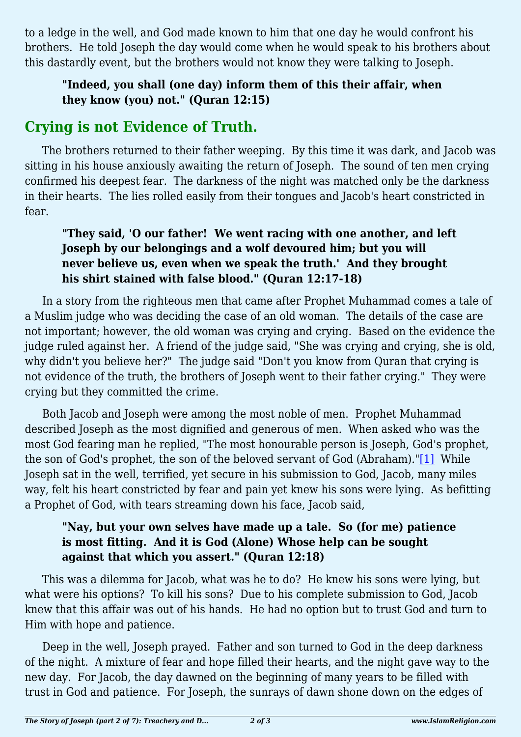to a ledge in the well, and God made known to him that one day he would confront his brothers. He told Joseph the day would come when he would speak to his brothers about this dastardly event, but the brothers would not know they were talking to Joseph.

> **"Indeed, you shall (one day) inform them of this their affair, when they know (you) not." (Quran 12:15)**

## Crying is not Evidence of Truth.

The brothers returned to their father weeping. By this time it was dark, and Jacob was sitting in his house anxiously awaiting the return of Joseph. The sound of ten men crying confirmed his deepest fear. The darkness of the night was matched only be the darkness in their hearts. The lies rolled easily from their tongues and Jacob's heart constricted in fear.

> **"They said, 'O our father! We went racing with one another, and left Joseph by our belongings and a wolf devoured him; but you will never believe us, even when we speak the truth.' And they brought his shirt stained with false blood." (Quran 12:17-18)**

In a story from the righteous men that came after Prophet Muhammad comes a tale of a Muslim judge who was deciding the case of an old woman. The details of the case are not important; however, the old woman was crying and crying. Based on the evidence the judge ruled against her. A friend of the judge said, "She was crying and crying, she is old, why didn't you believe her?" The judge said "Don't you know from Quran that crying is not evidence of the truth, the brothers of Joseph went to their father crying." They were crying but they committed the crime.

Both Jacob and Joseph were among the most noble of men. Prophet Muhammad described Joseph as the most dignified and generous of men. When asked who was the most God fearing man he replied, "The most honourable person is Joseph, God's prophet, the son of God's prophet, the son of the beloved servant of God (Abraham)."[1] While Joseph sat in the well, terrified, yet secure in his submission to God, Jacob, many miles way, felt his heart constricted by fear and pain yet knew his sons were lying. As befitting a Prophet of God, with tears streaming down his face, Jacob said,

> **"Nay, but your own selves have made up a tale. So (for me) patience is most fitting. And it is God (Alone) Whose help can be sought against that which you assert." (Quran 12:18)**

This was a dilemma for Jacob, what was he to do? He knew his sons were lying, but what were his options? To kill his sons? Due to his complete submission to God, Jacob knew that this affair was out of his hands. He had no option but to trust God and turn to Him with hope and patience.

Deep in the well, Joseph prayed. Father and son turned to God in the deep darkness of the night. A mixture of fear and hope filled their hearts, and the night gave way to the new day. For Jacob, the day dawned on the beginning of many years to be filled with trust in God and patience. For Joseph, the sunrays of dawn shone down on the edges of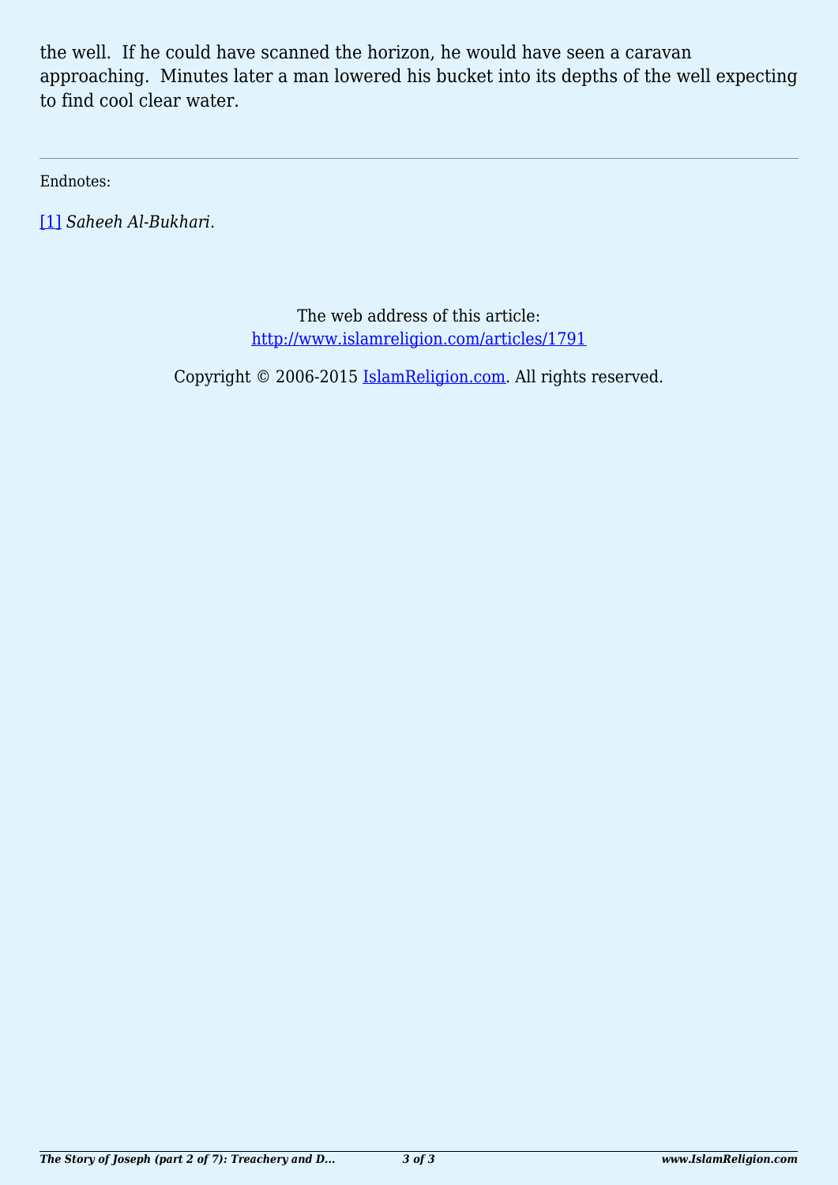the well.  If he could have scanned the horizon, he would have seen a caravan approaching.  Minutes later a man lowered his bucket into its depths of the well expecting to find cool clear water.

---

Endnotes:

[1] *Saheeh Al-Bukhari*.

The web address of this article:
http://www.islamreligion.com/articles/1791

Copyright © 2006-2015 IslamReligion.com. All rights reserved.